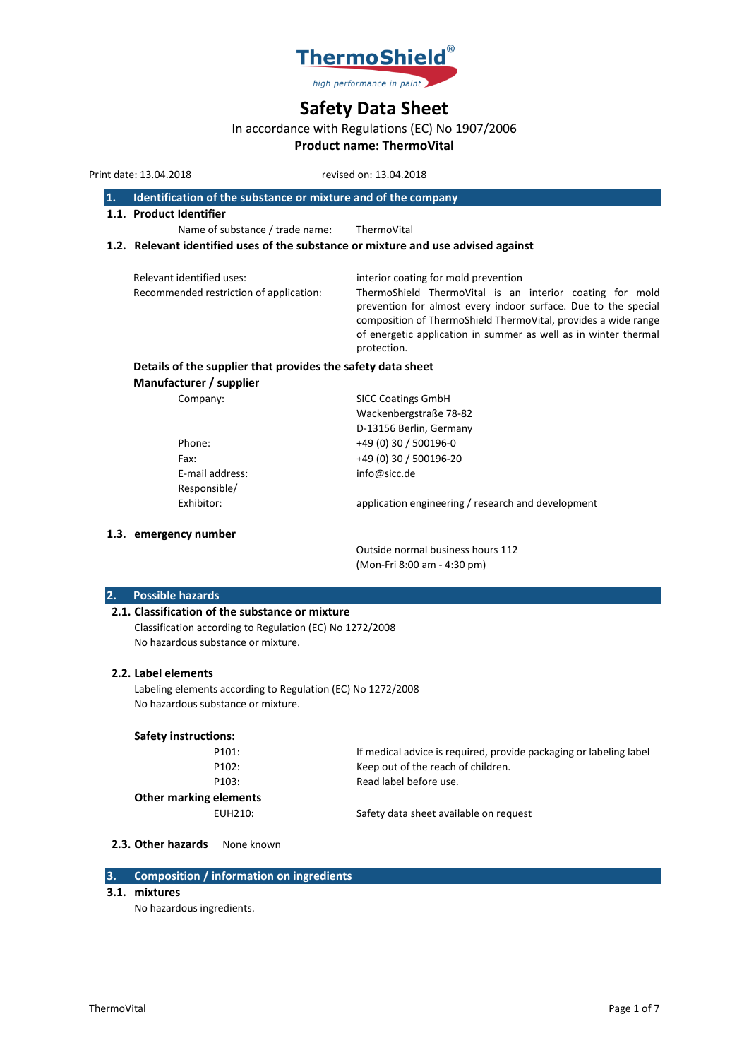ThermoShield®

*high performance in paint*

# Safety Data Sheet

In accordance with Regulations (EC) No 1907/2006

**Product name: ThermoVital**

Print date: 13.04.2018 revised on: 13.04.2018

## 1. Identification of the substance or mixture and of the company

### 1.1. Product Identifier

Name of substance / trade name: ThermoVital

### 1.2. Relevant identified uses of the substance or mixture and use advised against

Relevant identified uses: interior coating for mold prevention

Recommended restriction of application: ThermoShield ThermoVital is an interior coating for mold prevention for almost every indoor surface. Due to the special composition of ThermoShield ThermoVital, provides a wide range of energetic application in summer as well as in winter thermal protection.

**Details of the supplier that provides the safety data sheet**

**Manufacturer / supplier**

Company: SICC Coatings GmbH
Wackenbergstraße 78-82
D-13156 Berlin, Germany

Phone: +49 (0) 30 / 500196-0

Fax: +49 (0) 30 / 500196-20

E-mail address: info@sicc.de

Responsible/
Exhibitor: application engineering / research and development

### 1.3. emergency number

Outside normal business hours 112
(Mon-Fri 8:00 am - 4:30 pm)

## 2. Possible hazards

### 2.1. Classification of the substance or mixture

Classification according to Regulation (EC) No 1272/2008
No hazardous substance or mixture.

### 2.2. Label elements

Labeling elements according to Regulation (EC) No 1272/2008
No hazardous substance or mixture.

**Safety instructions:**

P101: If medical advice is required, provide packaging or labeling label

P102: Keep out of the reach of children.

P103: Read label before use.

**Other marking elements**

EUH210: Safety data sheet available on request

### 2.3. Other hazards

None known

## 3. Composition / information on ingredients

### 3.1. mixtures

No hazardous ingredients.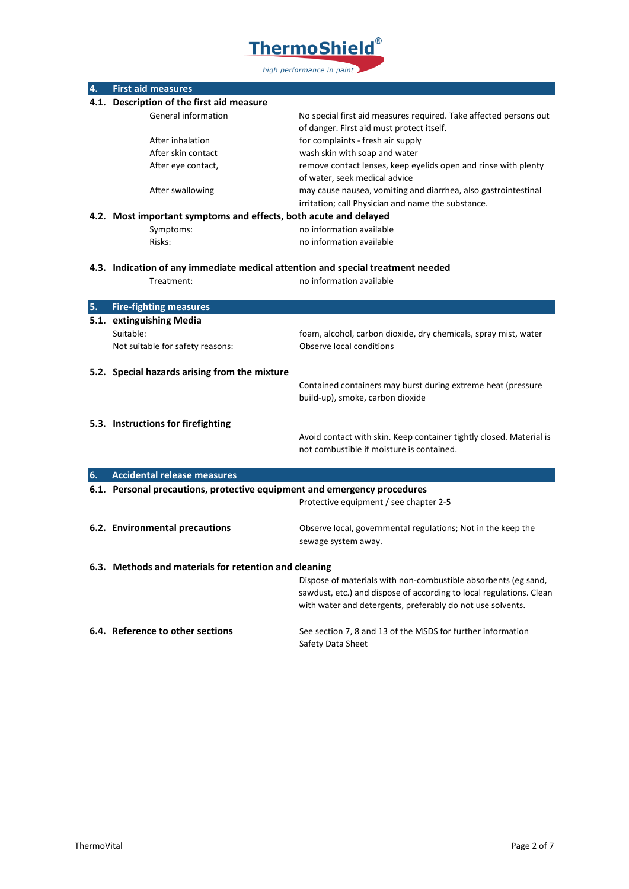## 4. First aid measures

### 4.1. Description of the first aid measure

| | |
|---|---|
| General information | No special first aid measures required. Take affected persons out of danger. First aid must protect itself. |
| After inhalation | for complaints - fresh air supply |
| After skin contact | wash skin with soap and water |
| After eye contact, | remove contact lenses, keep eyelids open and rinse with plenty of water, seek medical advice |
| After swallowing | may cause nausea, vomiting and diarrhea, also gastrointestinal irritation; call Physician and name the substance. |

### 4.2. Most important symptoms and effects, both acute and delayed

| | |
|---|---|
| Symptoms: | no information available |
| Risks: | no information available |

### 4.3. Indication of any immediate medical attention and special treatment needed

| | |
|---|---|
| Treatment: | no information available |

## 5. Fire-fighting measures

### 5.1. extinguishing Media

| | |
|---|---|
| Suitable: | foam, alcohol, carbon dioxide, dry chemicals, spray mist, water |
| Not suitable for safety reasons: | Observe local conditions |

### 5.2. Special hazards arising from the mixture

Contained containers may burst during extreme heat (pressure build-up), smoke, carbon dioxide

### 5.3. Instructions for firefighting

Avoid contact with skin. Keep container tightly closed. Material is not combustible if moisture is contained.

## 6. Accidental release measures

### 6.1. Personal precautions, protective equipment and emergency procedures

Protective equipment / see chapter 2-5

### 6.2. Environmental precautions

Observe local, governmental regulations; Not in the keep the sewage system away.

### 6.3. Methods and materials for retention and cleaning

Dispose of materials with non-combustible absorbents (eg sand, sawdust, etc.) and dispose of according to local regulations. Clean with water and detergents, preferably do not use solvents.

### 6.4. Reference to other sections

See section 7, 8 and 13 of the MSDS for further information Safety Data Sheet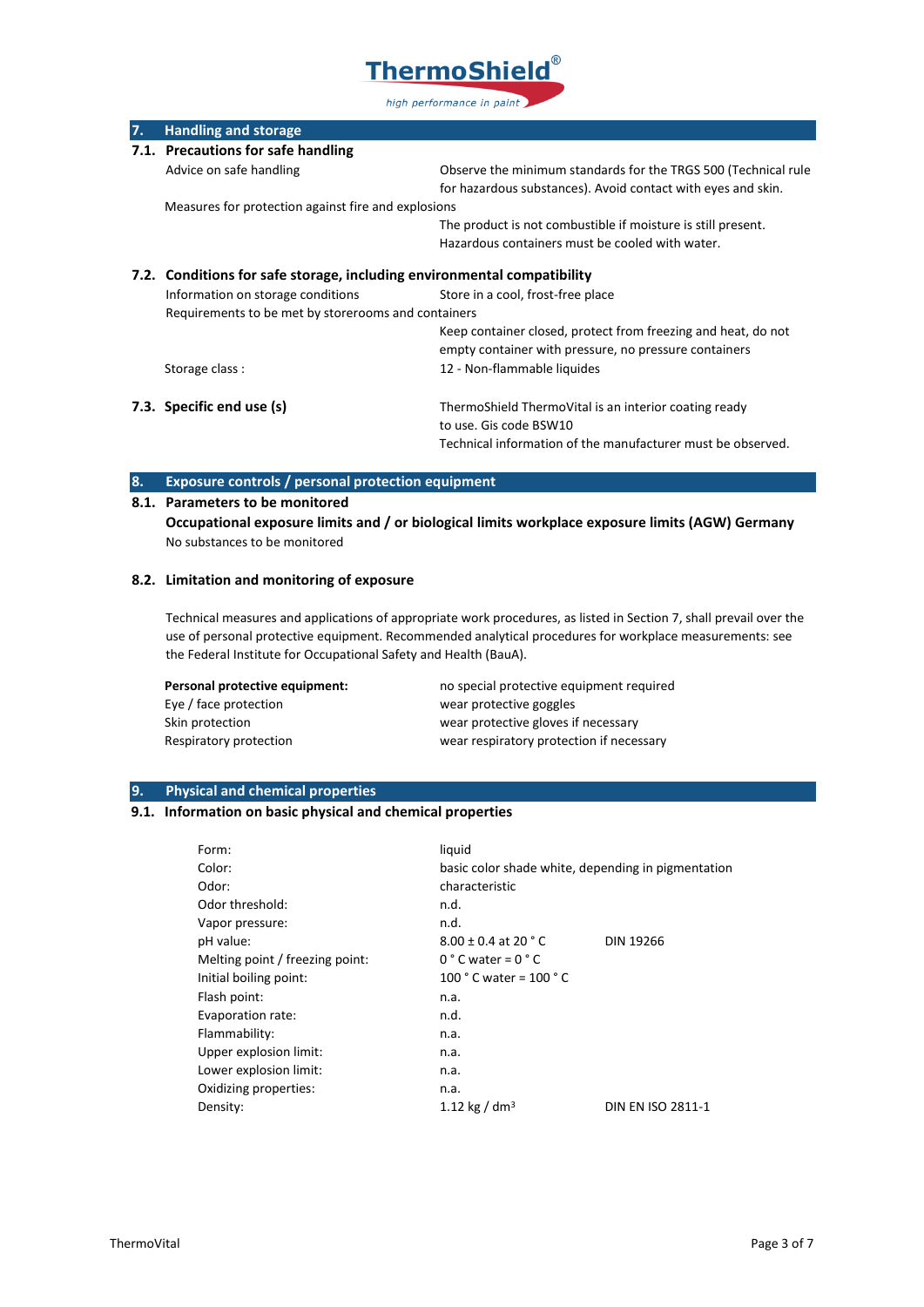## 7. Handling and storage

### 7.1. Precautions for safe handling

| | |
|---|---|
| Advice on safe handling | Observe the minimum standards for the TRGS 500 (Technical rule for hazardous substances). Avoid contact with eyes and skin. |
| Measures for protection against fire and explosions | The product is not combustible if moisture is still present. Hazardous containers must be cooled with water. |

### 7.2. Conditions for safe storage, including environmental compatibility

| | |
|---|---|
| Information on storage conditions | Store in a cool, frost-free place |
| Requirements to be met by storerooms and containers | Keep container closed, protect from freezing and heat, do not empty container with pressure, no pressure containers |
| Storage class : | 12 - Non-flammable liquides |

### 7.3. Specific end use (s)

ThermoShield ThermoVital is an interior coating ready to use. Gis code BSW10
Technical information of the manufacturer must be observed.

## 8. Exposure controls / personal protection equipment

### 8.1. Parameters to be monitored

**Occupational exposure limits and / or biological limits workplace exposure limits (AGW) Germany**

No substances to be monitored

### 8.2. Limitation and monitoring of exposure

Technical measures and applications of appropriate work procedures, as listed in Section 7, shall prevail over the use of personal protective equipment. Recommended analytical procedures for workplace measurements: see the Federal Institute for Occupational Safety and Health (BauA).

| | |
|---|---|
| **Personal protective equipment:** | no special protective equipment required |
| Eye / face protection | wear protective goggles |
| Skin protection | wear protective gloves if necessary |
| Respiratory protection | wear respiratory protection if necessary |

## 9. Physical and chemical properties

### 9.1. Information on basic physical and chemical properties

| | | |
|---|---|---|
| Form: | liquid | |
| Color: | basic color shade white, depending in pigmentation | |
| Odor: | characteristic | |
| Odor threshold: | n.d. | |
| Vapor pressure: | n.d. | |
| pH value: | 8.00 ± 0.4 at 20 ° C | DIN 19266 |
| Melting point / freezing point: | 0 ° C water = 0 ° C | |
| Initial boiling point: | 100 ° C water = 100 ° C | |
| Flash point: | n.a. | |
| Evaporation rate: | n.d. | |
| Flammability: | n.a. | |
| Upper explosion limit: | n.a. | |
| Lower explosion limit: | n.a. | |
| Oxidizing properties: | n.a. | |
| Density: | 1.12 kg / $dm^3$ | DIN EN ISO 2811-1 |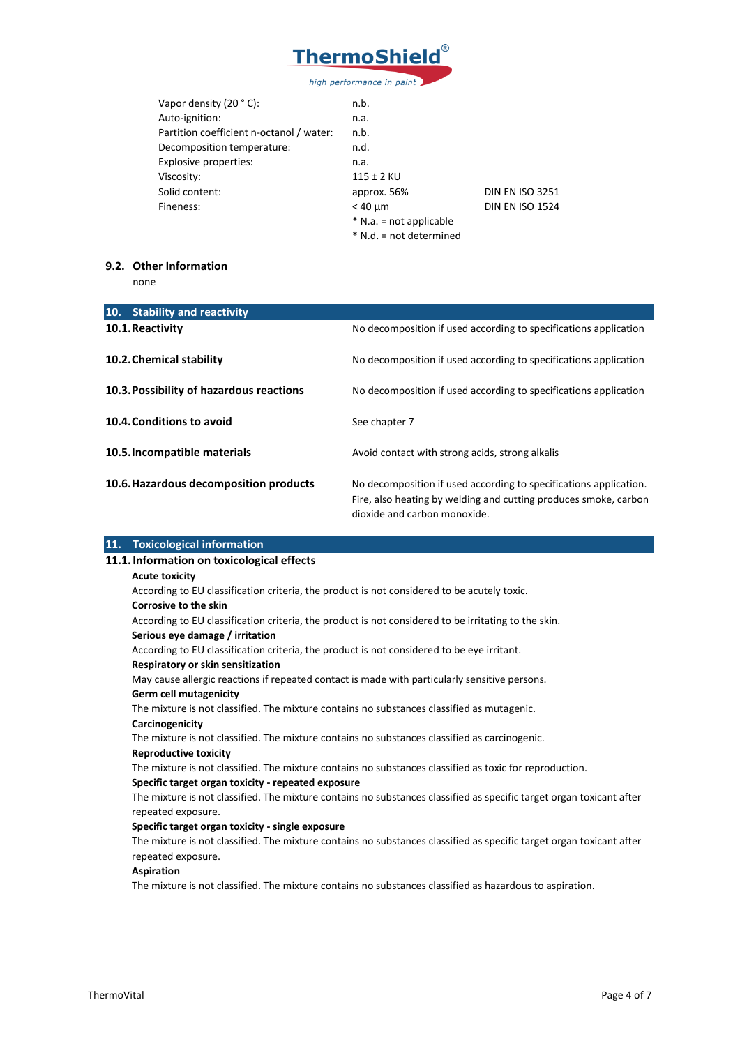| | | |
|---|---|---|
| Vapor density (20 ° C): | n.b. | |
| Auto-ignition: | n.a. | |
| Partition coefficient n-octanol / water: | n.b. | |
| Decomposition temperature: | n.d. | |
| Explosive properties: | n.a. | |
| Viscosity: | 115 ± 2 KU | |
| Solid content: | approx. 56% | DIN EN ISO 3251 |
| Fineness: | < 40 µm | DIN EN ISO 1524 |

* N.a. = not applicable
* N.d. = not determined

### 9.2. Other Information

none

## 10. Stability and reactivity

| | |
|---|---|
| **10.1. Reactivity** | No decomposition if used according to specifications application |
| **10.2. Chemical stability** | No decomposition if used according to specifications application |
| **10.3. Possibility of hazardous reactions** | No decomposition if used according to specifications application |
| **10.4. Conditions to avoid** | See chapter 7 |
| **10.5. Incompatible materials** | Avoid contact with strong acids, strong alkalis |
| **10.6. Hazardous decomposition products** | No decomposition if used according to specifications application. Fire, also heating by welding and cutting produces smoke, carbon dioxide and carbon monoxide. |

## 11. Toxicological information

### 11.1. Information on toxicological effects

**Acute toxicity**

According to EU classification criteria, the product is not considered to be acutely toxic.

**Corrosive to the skin**

According to EU classification criteria, the product is not considered to be irritating to the skin.

**Serious eye damage / irritation**

According to EU classification criteria, the product is not considered to be eye irritant.

**Respiratory or skin sensitization**

May cause allergic reactions if repeated contact is made with particularly sensitive persons.

**Germ cell mutagenicity**

The mixture is not classified. The mixture contains no substances classified as mutagenic.

**Carcinogenicity**

The mixture is not classified. The mixture contains no substances classified as carcinogenic.

**Reproductive toxicity**

The mixture is not classified. The mixture contains no substances classified as toxic for reproduction.

**Specific target organ toxicity - repeated exposure**

The mixture is not classified. The mixture contains no substances classified as specific target organ toxicant after repeated exposure.

**Specific target organ toxicity - single exposure**

The mixture is not classified. The mixture contains no substances classified as specific target organ toxicant after repeated exposure.

**Aspiration**

The mixture is not classified. The mixture contains no substances classified as hazardous to aspiration.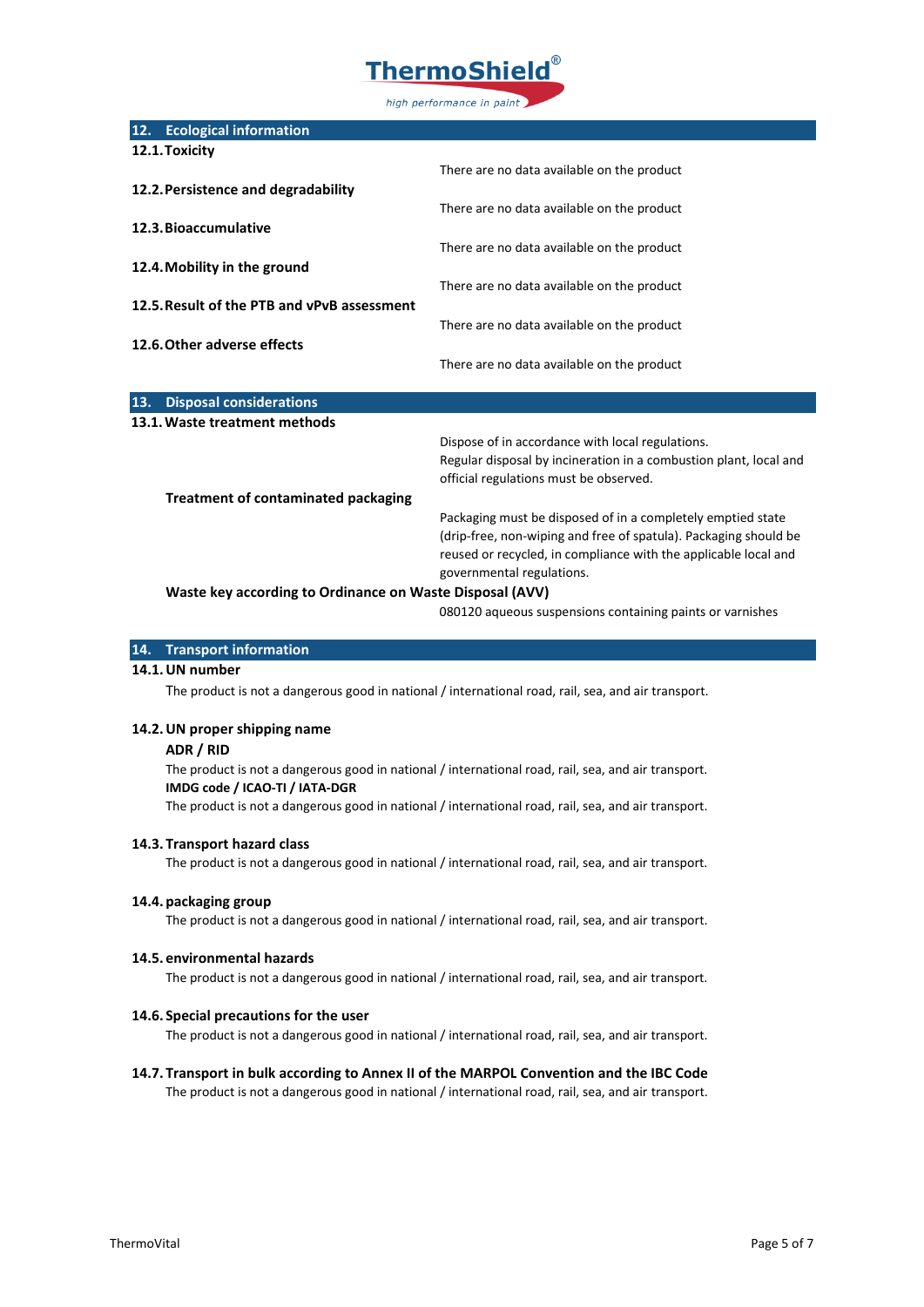## 12. Ecological information

### 12.1. Toxicity

There are no data available on the product

### 12.2. Persistence and degradability

There are no data available on the product

### 12.3. Bioaccumulative

There are no data available on the product

### 12.4. Mobility in the ground

There are no data available on the product

### 12.5. Result of the PTB and vPvB assessment

There are no data available on the product

### 12.6. Other adverse effects

There are no data available on the product

## 13. Disposal considerations

### 13.1. Waste treatment methods

Dispose of in accordance with local regulations.
Regular disposal by incineration in a combustion plant, local and official regulations must be observed.

**Treatment of contaminated packaging**

Packaging must be disposed of in a completely emptied state (drip-free, non-wiping and free of spatula). Packaging should be reused or recycled, in compliance with the applicable local and governmental regulations.

**Waste key according to Ordinance on Waste Disposal (AVV)**

080120 aqueous suspensions containing paints or varnishes

## 14. Transport information

### 14.1. UN number

The product is not a dangerous good in national / international road, rail, sea, and air transport.

### 14.2. UN proper shipping name

**ADR / RID**

The product is not a dangerous good in national / international road, rail, sea, and air transport.

**IMDG code / ICAO-TI / IATA-DGR**

The product is not a dangerous good in national / international road, rail, sea, and air transport.

### 14.3. Transport hazard class

The product is not a dangerous good in national / international road, rail, sea, and air transport.

### 14.4. packaging group

The product is not a dangerous good in national / international road, rail, sea, and air transport.

### 14.5. environmental hazards

The product is not a dangerous good in national / international road, rail, sea, and air transport.

### 14.6. Special precautions for the user

The product is not a dangerous good in national / international road, rail, sea, and air transport.

### 14.7. Transport in bulk according to Annex II of the MARPOL Convention and the IBC Code

The product is not a dangerous good in national / international road, rail, sea, and air transport.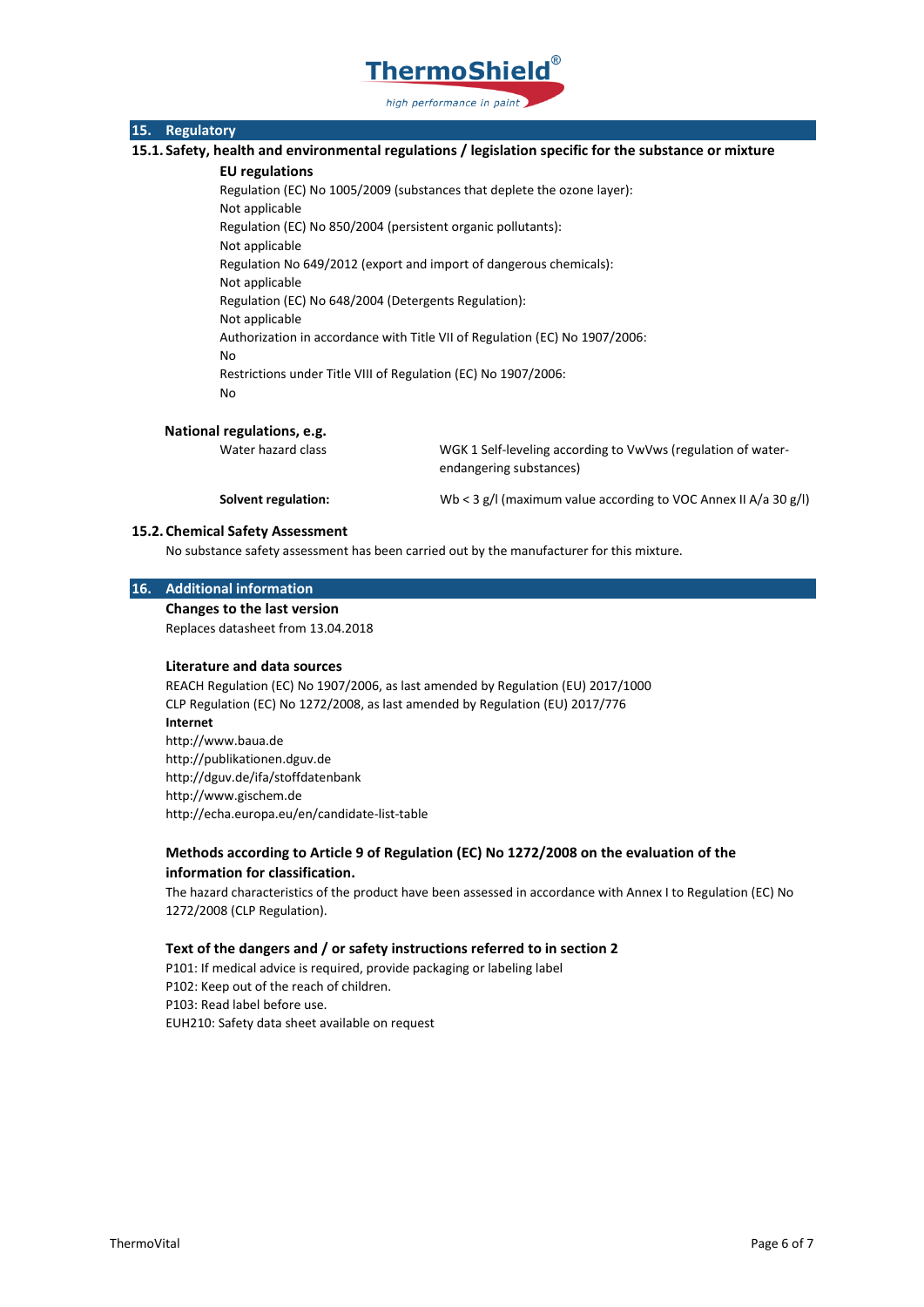## 15. Regulatory

### 15.1. Safety, health and environmental regulations / legislation specific for the substance or mixture

**EU regulations**

Regulation (EC) No 1005/2009 (substances that deplete the ozone layer):
Not applicable

Regulation (EC) No 850/2004 (persistent organic pollutants):
Not applicable

Regulation No 649/2012 (export and import of dangerous chemicals):
Not applicable

Regulation (EC) No 648/2004 (Detergents Regulation):
Not applicable

Authorization in accordance with Title VII of Regulation (EC) No 1907/2006:
No

Restrictions under Title VIII of Regulation (EC) No 1907/2006:
No

**National regulations, e.g.**

| | |
|---|---|
| Water hazard class | WGK 1 Self-leveling according to VwVws (regulation of water-endangering substances) |
| **Solvent regulation:** | Wb < 3 g/l (maximum value according to VOC Annex II A/a 30 g/l) |

### 15.2. Chemical Safety Assessment

No substance safety assessment has been carried out by the manufacturer for this mixture.

## 16. Additional information

**Changes to the last version**

Replaces datasheet from 13.04.2018

**Literature and data sources**

REACH Regulation (EC) No 1907/2006, as last amended by Regulation (EU) 2017/1000
CLP Regulation (EC) No 1272/2008, as last amended by Regulation (EU) 2017/776

**Internet**

http://www.baua.de
http://publikationen.dguv.de
http://dguv.de/ifa/stoffdatenbank
http://www.gischem.de
http://echa.europa.eu/en/candidate-list-table

**Methods according to Article 9 of Regulation (EC) No 1272/2008 on the evaluation of the information for classification.**

The hazard characteristics of the product have been assessed in accordance with Annex I to Regulation (EC) No 1272/2008 (CLP Regulation).

**Text of the dangers and / or safety instructions referred to in section 2**

P101: If medical advice is required, provide packaging or labeling label
P102: Keep out of the reach of children.
P103: Read label before use.
EUH210: Safety data sheet available on request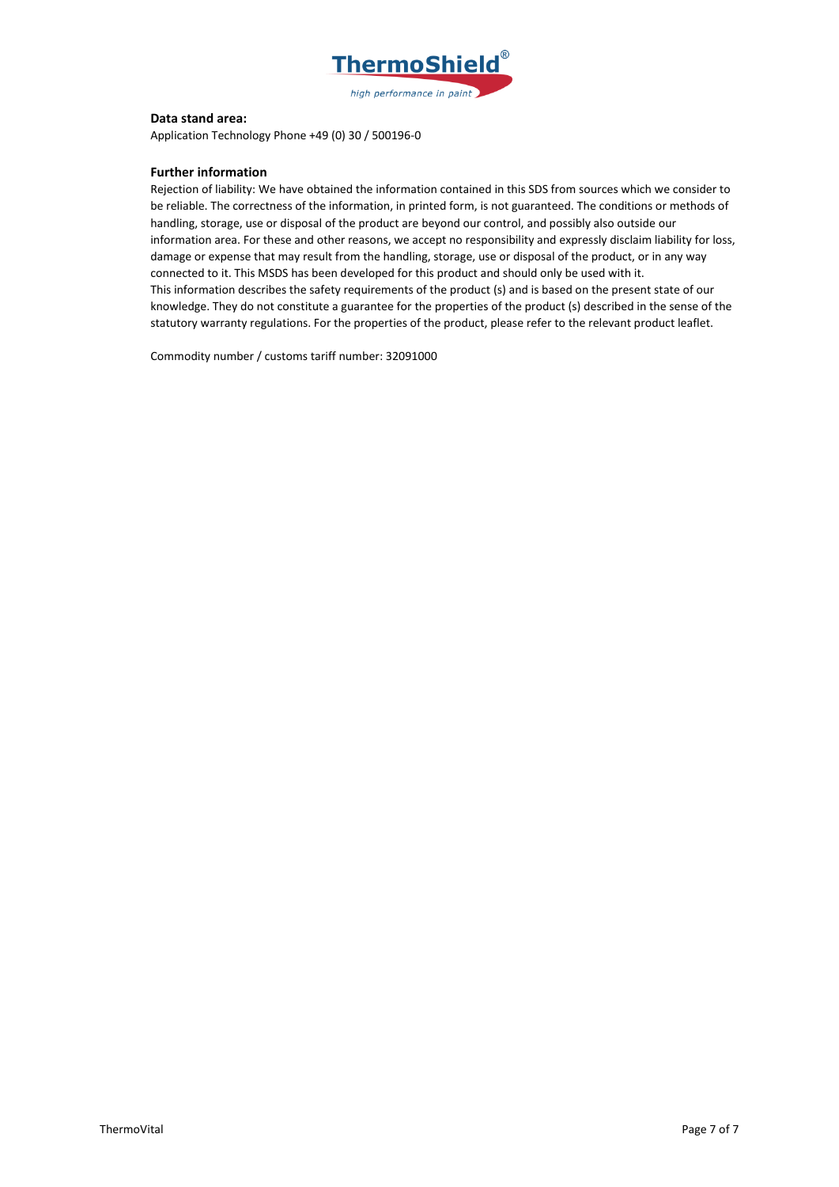**Data stand area:**

Application Technology Phone +49 (0) 30 / 500196-0

**Further information**

Rejection of liability: We have obtained the information contained in this SDS from sources which we consider to be reliable. The correctness of the information, in printed form, is not guaranteed. The conditions or methods of handling, storage, use or disposal of the product are beyond our control, and possibly also outside our information area. For these and other reasons, we accept no responsibility and expressly disclaim liability for loss, damage or expense that may result from the handling, storage, use or disposal of the product, or in any way connected to it. This MSDS has been developed for this product and should only be used with it.
This information describes the safety requirements of the product (s) and is based on the present state of our knowledge. They do not constitute a guarantee for the properties of the product (s) described in the sense of the statutory warranty regulations. For the properties of the product, please refer to the relevant product leaflet.

Commodity number / customs tariff number: 32091000